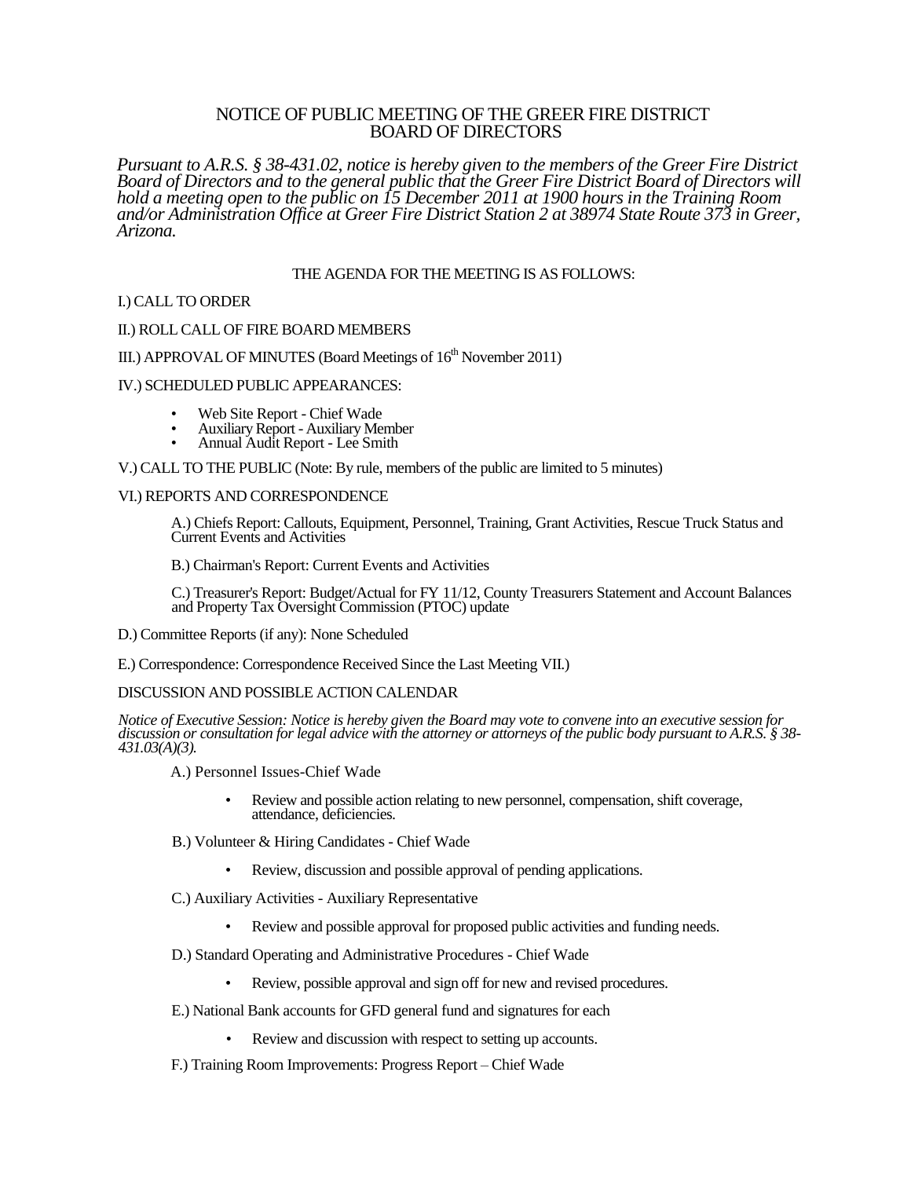# NOTICE OF PUBLIC MEETING OF THE GREER FIRE DISTRICT BOARD OF DIRECTORS

*Pursuant to A.R.S. § 38-431.02, notice is hereby given to the members of the Greer Fire District Board of Directors and to the general public that the Greer Fire District Board of Directors will hold a meeting open to the public on 15 December 2011 at 1900 hours in the Training Room and/or Administration Office at Greer Fire District Station 2 at 38974 State Route 373 in Greer, Arizona.*

THE AGENDA FOR THE MEETING IS AS FOLLOWS:

I.) CALL TO ORDER

II.) ROLL CALL OF FIRE BOARD MEMBERS

III.) APPROVAL OF MINUTES (Board Meetings of 16th November 2011)

IV.) SCHEDULED PUBLIC APPEARANCES:

- Web Site Report - Chief Wade
- Auxiliary Report - Auxiliary Member
- Annual Audit Report - Lee Smith

V.) CALL TO THE PUBLIC (Note: By rule, members of the public are limited to 5 minutes)

VI.) REPORTS AND CORRESPONDENCE

A.) Chiefs Report: Callouts, Equipment, Personnel, Training, Grant Activities, Rescue Truck Status and Current Events and Activities

B.) Chairman's Report: Current Events and Activities

C.) Treasurer's Report: Budget/Actual for FY 11/12, County Treasurers Statement and Account Balances and Property Tax Oversight Commission (PTOC) update

D.) Committee Reports (if any): None Scheduled

E.) Correspondence: Correspondence Received Since the Last Meeting VII.)

DISCUSSION AND POSSIBLE ACTION CALENDAR

*Notice of Executive Session: Notice is hereby given the Board may vote to convene into an executive session for discussion or consultation for legal advice with the attorney or attorneys of the public body pursuant to A.R.S. § 38-431.03(A)(3).*

A.) Personnel Issues-Chief Wade

- Review and possible action relating to new personnel, compensation, shift coverage, attendance, deficiencies.

B.) Volunteer & Hiring Candidates - Chief Wade

- Review, discussion and possible approval of pending applications.

C.) Auxiliary Activities - Auxiliary Representative

- Review and possible approval for proposed public activities and funding needs.

D.) Standard Operating and Administrative Procedures - Chief Wade

- Review, possible approval and sign off for new and revised procedures.

E.) National Bank accounts for GFD general fund and signatures for each

- Review and discussion with respect to setting up accounts.

F.) Training Room Improvements: Progress Report – Chief Wade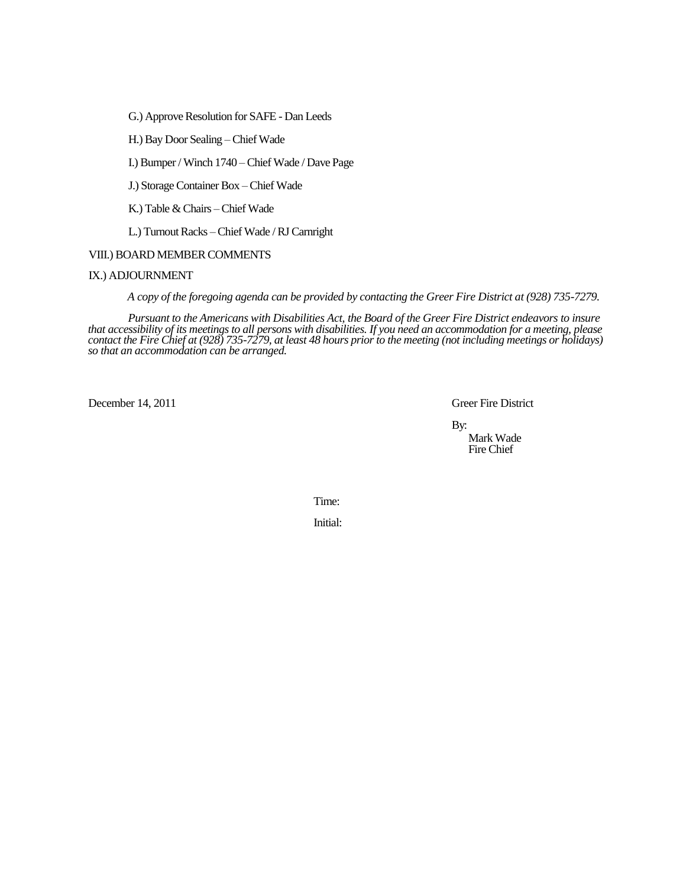G.) Approve Resolution for SAFE - Dan Leeds

H.) Bay Door Sealing – Chief Wade

I.) Bumper / Winch 1740 – Chief Wade / Dave Page

J.) Storage Container Box – Chief Wade

K.) Table & Chairs – Chief Wade

L.) Turnout Racks – Chief Wade / RJ Carnright

VIII.) BOARD MEMBER COMMENTS

IX.) ADJOURNMENT

*A copy of the foregoing agenda can be provided by contacting the Greer Fire District at (928) 735-7279.*

*Pursuant to the Americans with Disabilities Act, the Board of the Greer Fire District endeavors to insure that accessibility of its meetings to all persons with disabilities. If you need an accommodation for a meeting, please contact the Fire Chief at (928) 735-7279, at least 48 hours prior to the meeting (not including meetings or holidays) so that an accommodation can be arranged.*

December 14, 2011

Greer Fire District

By:
Mark Wade
Fire Chief

Time:

Initial: